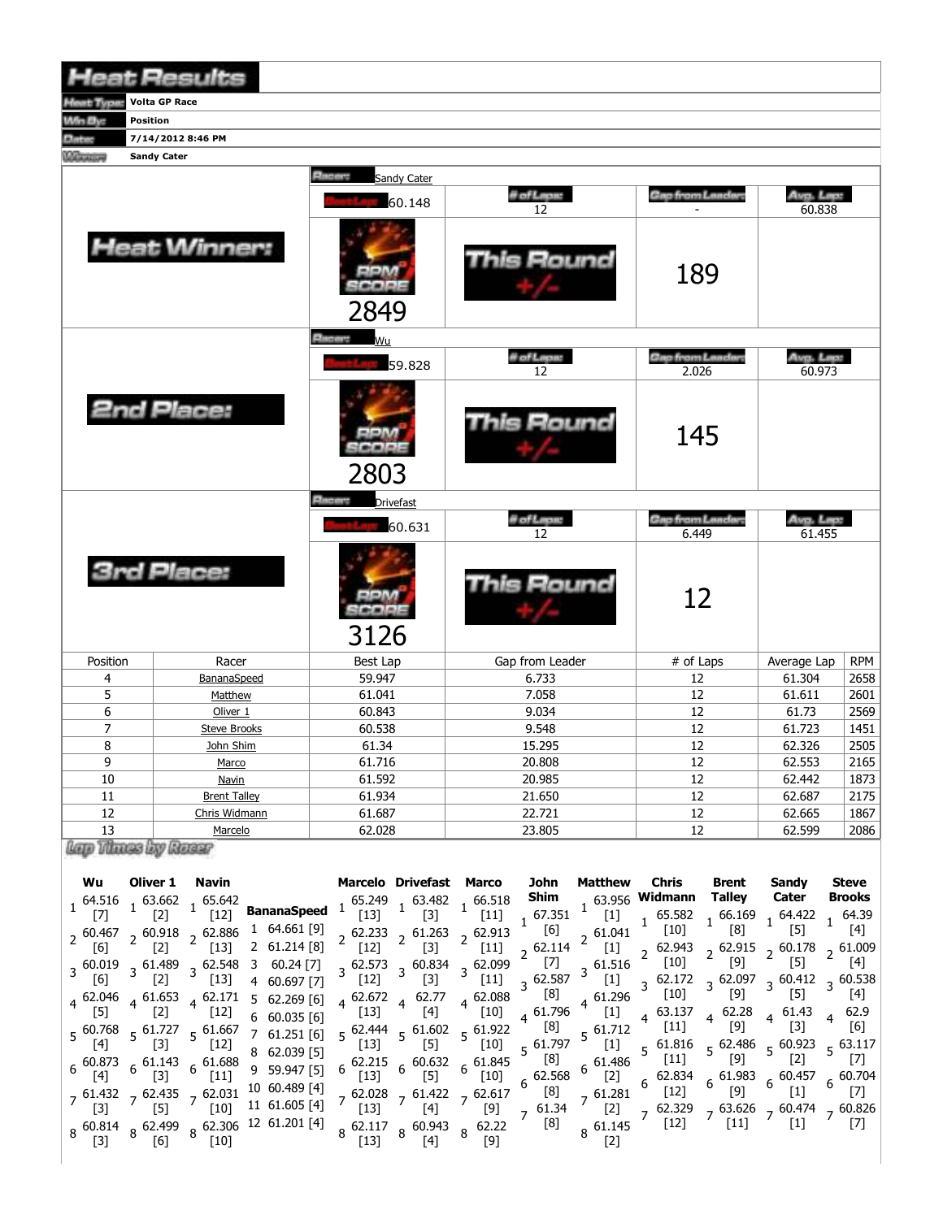# Heat Results

| | |
|---|---|
| Heat Type: | Volta GP Race |
| Win By: | Position |
| Date: | 7/14/2012 8:46 PM |
| Winner: | Sandy Cater |

## Heat Winner:

| Racer: | Sandy Cater | | |
|---|---|---|---|
| Best Lap: 60.148 | # of Laps: 12 | Gap from Leader: - | Avg. Lap: 60.838 |
| RPM SCORE 2849 | This Round +/- | 189 | |

## 2nd Place:

| Racer: | Wu | | |
|---|---|---|---|
| Best Lap: 59.828 | # of Laps: 12 | Gap from Leader: 2.026 | Avg. Lap: 60.973 |
| RPM SCORE 2803 | This Round +/- | 145 | |

## 3rd Place:

| Racer: | Drivefast | | |
|---|---|---|---|
| Best Lap: 60.631 | # of Laps: 12 | Gap from Leader: 6.449 | Avg. Lap: 61.455 |
| RPM SCORE 3126 | This Round +/- | 12 | |

| Position | Racer | Best Lap | Gap from Leader | # of Laps | Average Lap | RPM |
|---|---|---|---|---|---|---|
| 4 | BananaSpeed | 59.947 | 6.733 | 12 | 61.304 | 2658 |
| 5 | Matthew | 61.041 | 7.058 | 12 | 61.611 | 2601 |
| 6 | Oliver 1 | 60.843 | 9.034 | 12 | 61.73 | 2569 |
| 7 | Steve Brooks | 60.538 | 9.548 | 12 | 61.723 | 1451 |
| 8 | John Shim | 61.34 | 15.295 | 12 | 62.326 | 2505 |
| 9 | Marco | 61.716 | 20.808 | 12 | 62.553 | 2165 |
| 10 | Navin | 61.592 | 20.985 | 12 | 62.442 | 1873 |
| 11 | Brent Talley | 61.934 | 21.650 | 12 | 62.687 | 2175 |
| 12 | Chris Widmann | 61.687 | 22.721 | 12 | 62.665 | 1867 |
| 13 | Marcelo | 62.028 | 23.805 | 12 | 62.599 | 2086 |

## Lap Times by Racer

| Lap | Wu | Oliver 1 | Navin | BananaSpeed | Marcelo | Drivefast | Marco | John Shim | Matthew | Chris Widmann | Brent Talley | Sandy Cater | Steve Brooks |
|---|---|---|---|---|---|---|---|---|---|---|---|---|---|
| 1 | 64.516 [7] | 63.662 [2] | 65.642 [12] | 64.661 [9] | 65.249 [13] | 63.482 [3] | 66.518 [11] | 67.351 [6] | 63.956 [1] | 65.582 [10] | 66.169 [8] | 64.422 [5] | 64.39 [4] |
| 2 | 60.467 [6] | 60.918 [2] | 62.886 [13] | 61.214 [8] | 62.233 [12] | 61.263 [3] | 62.913 [11] | 62.114 [7] | 61.041 [1] | 62.943 [10] | 62.915 [9] | 60.178 [5] | 61.009 [4] |
| 3 | 60.019 [6] | 61.489 [2] | 62.548 [13] | 60.24 [7] | 62.573 [12] | 60.834 [3] | 62.099 [11] | 62.587 [8] | 61.516 [1] | 62.172 [10] | 62.097 [9] | 60.412 [5] | 60.538 [4] |
| 4 | 62.046 [5] | 61.653 [2] | 62.171 [12] | 60.697 [7] | 62.672 [13] | 62.77 [4] | 62.088 [10] | 61.796 [8] | 61.296 [1] | 63.137 [11] | 62.28 [9] | 61.43 [3] | 62.9 [6] |
| 5 | 60.768 [4] | 61.727 [3] | 61.667 [12] | 62.269 [6] | 62.444 [13] | 61.602 [5] | 61.922 [10] | 61.797 [8] | 61.712 [1] | 61.816 [11] | 62.486 [9] | 60.923 [2] | 63.117 [7] |
| 6 | 60.873 [4] | 61.143 [3] | 61.688 [11] | 60.035 [6] | 62.215 [13] | 60.632 [5] | 61.845 [10] | 62.568 [8] | 61.486 [2] | 62.834 [12] | 61.983 [9] | 60.457 [1] | 60.704 [7] |
| 7 | 61.432 [3] | 62.435 [5] | 62.031 [10] | 61.251 [6] | 62.028 [13] | 61.422 [4] | 62.617 [9] | 61.34 [8] | 61.281 [2] | 62.329 [12] | 63.626 [11] | 60.474 [1] | 60.826 [7] |
| 8 | 60.814 [3] | 62.499 [6] | 62.306 [10] | 62.039 [5] | 62.117 [13] | 60.943 [4] | 62.22 [9] | | 61.145 [2] | | | | |
| 9 | | | | 59.947 [5] | | | | | | | | | |
| 10 | | | | 60.489 [4] | | | | | | | | | |
| 11 | | | | 61.605 [4] | | | | | | | | | |
| 12 | | | | 61.201 [4] | | | | | | | | | |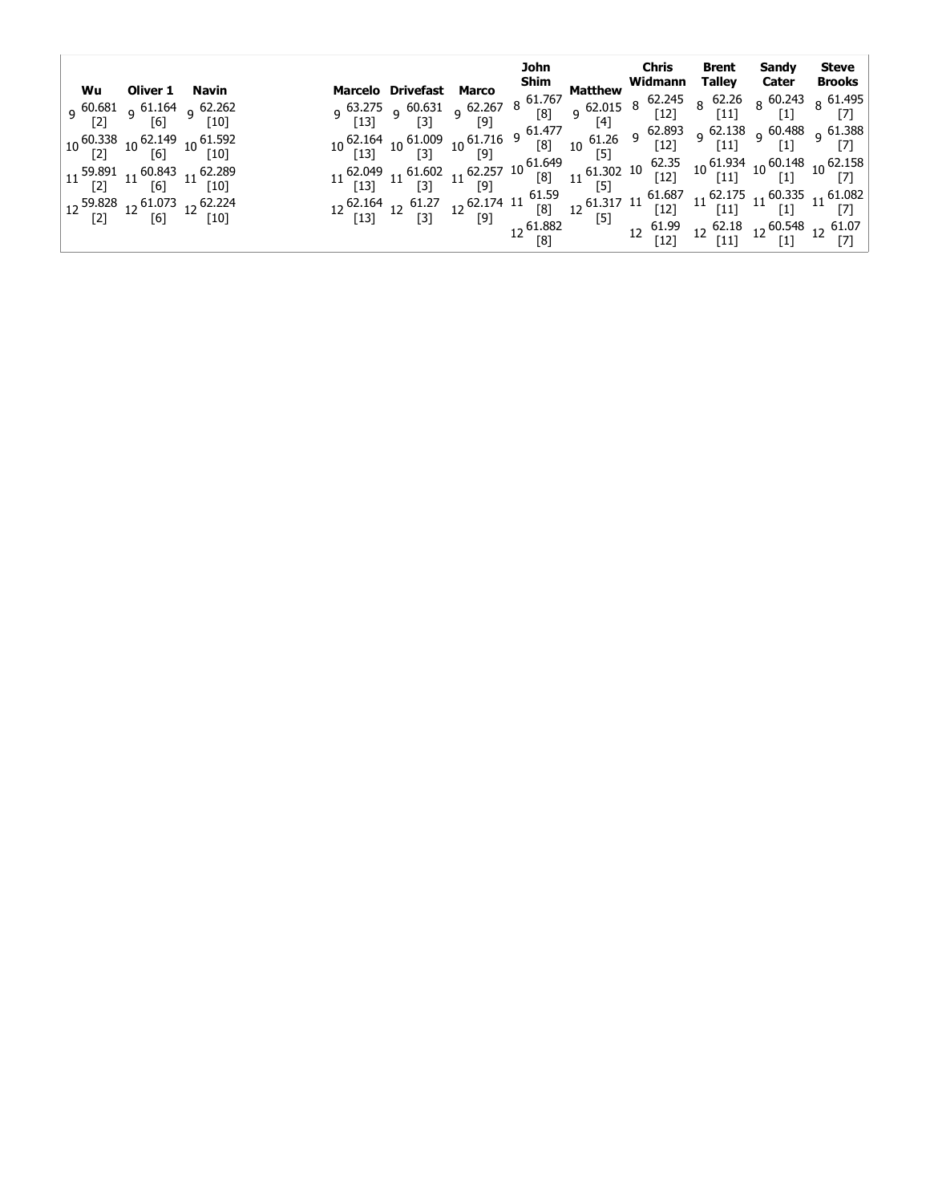| Lap | Wu | Oliver 1 | Navin | Marcelo | Drivefast | Marco | John Shim | Matthew | Chris Widmann | Brent Talley | Sandy Cater | Steve Brooks |
|---|---|---|---|---|---|---|---|---|---|---|---|---|
| 8 | | | | | | | 61.767 [8] | | 62.245 [12] | 62.26 [11] | 60.243 [1] | 61.495 [7] |
| 9 | 60.681 [2] | 61.164 [6] | 62.262 [10] | 63.275 [13] | 60.631 [3] | 62.267 [9] | 61.477 [8] | 62.015 [4] | 62.893 [12] | 62.138 [11] | 60.488 [1] | 61.388 [7] |
| 10 | 60.338 [2] | 62.149 [6] | 61.592 [10] | 62.164 [13] | 61.009 [3] | 61.716 [9] | 61.649 [8] | 61.26 [5] | 62.35 [12] | 61.934 [11] | 60.148 [1] | 62.158 [7] |
| 11 | 59.891 [2] | 60.843 [6] | 62.289 [10] | 62.049 [13] | 61.602 [3] | 62.257 [9] | 61.59 [8] | 61.302 [5] | 61.687 [12] | 62.175 [11] | 60.335 [1] | 61.082 [7] |
| 12 | 59.828 [2] | 61.073 [6] | 62.224 [10] | 62.164 [13] | 61.27 [3] | 62.174 [9] | 61.882 [8] | 61.317 [5] | 61.99 [12] | 62.18 [11] | 60.548 [1] | 61.07 [7] |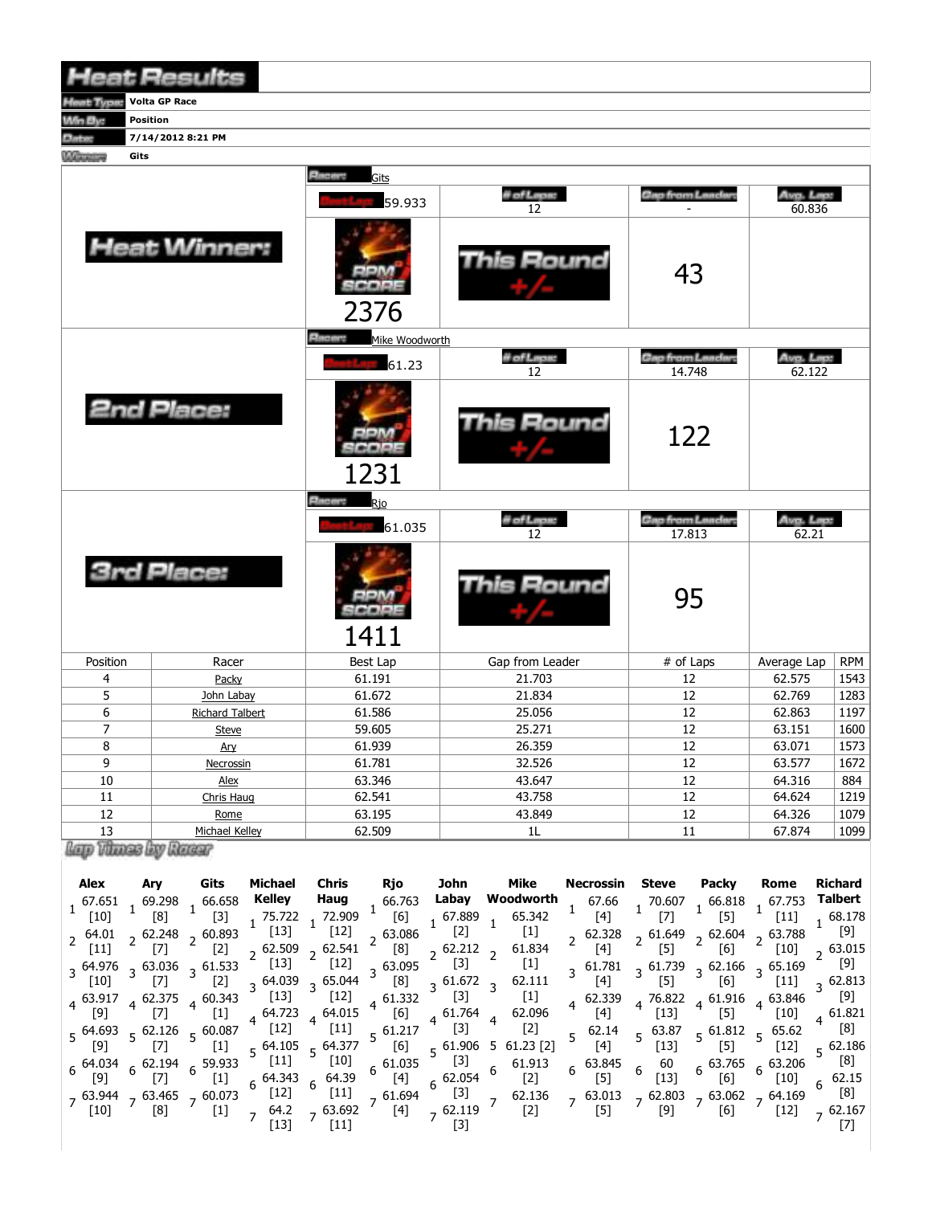# Heat Results

| | |
|---|---|
| Heat Type: | Volta GP Race |
| Win By: | Position |
| Date: | 7/14/2012 8:21 PM |
| Winner: | Gits |

| | Racer | # of Laps | Gap from Leader | Avg. Lap |
|---|---|---|---|---|
| **Heat Winner:** | Gits | 12 | - | 60.836 |
| | Best Lap: 59.933 | | | |
| | RPM Score: 2376 | This Round +/- | 43 | |
| **2nd Place:** | Mike Woodworth | 12 | 14.748 | 62.122 |
| | Best Lap: 61.23 | | | |
| | RPM Score: 1231 | This Round +/- | 122 | |
| **3rd Place:** | Rjo | 12 | 17.813 | 62.21 |
| | Best Lap: 61.035 | | | |
| | RPM Score: 1411 | This Round +/- | 95 | |

| Position | Racer | Best Lap | Gap from Leader | # of Laps | Average Lap | RPM |
|---|---|---|---|---|---|---|
| 4 | Packy | 61.191 | 21.703 | 12 | 62.575 | 1543 |
| 5 | John Labay | 61.672 | 21.834 | 12 | 62.769 | 1283 |
| 6 | Richard Talbert | 61.586 | 25.056 | 12 | 62.863 | 1197 |
| 7 | Steve | 59.605 | 25.271 | 12 | 63.151 | 1600 |
| 8 | Ary | 61.939 | 26.359 | 12 | 63.071 | 1573 |
| 9 | Necrossin | 61.781 | 32.526 | 12 | 63.577 | 1672 |
| 10 | Alex | 63.346 | 43.647 | 12 | 64.316 | 884 |
| 11 | Chris Haug | 62.541 | 43.758 | 12 | 64.624 | 1219 |
| 12 | Rome | 63.195 | 43.849 | 12 | 64.326 | 1079 |
| 13 | Michael Kelley | 62.509 | 1L | 11 | 67.874 | 1099 |

## Lap Times by Racer

| Lap | Alex | Ary | Gits | Michael Kelley | Chris Haug | Rjo | John Labay | Mike Woodworth | Necrossin | Steve | Packy | Rome | Richard Talbert |
|---|---|---|---|---|---|---|---|---|---|---|---|---|---|
| 1 | 67.651 [10] | 69.298 [8] | 66.658 [3] | 75.722 [13] | 72.909 [12] | 66.763 [6] | 67.889 [2] | 65.342 [1] | 67.66 [4] | 70.607 [7] | 66.818 [5] | 67.753 [11] | 68.178 [9] |
| 2 | 64.01 [11] | 62.248 [7] | 60.893 [2] | 62.509 [13] | 62.541 [12] | 63.086 [8] | 62.212 [3] | 61.834 [1] | 62.328 [4] | 61.649 [5] | 62.604 [6] | 63.788 [10] | 63.015 [9] |
| 3 | 64.976 [10] | 63.036 [7] | 61.533 [2] | 64.039 [13] | 65.044 [12] | 63.095 [8] | 61.672 [3] | 62.111 [1] | 61.781 [4] | 61.739 [5] | 62.166 [6] | 65.169 [11] | 62.813 [9] |
| 4 | 63.917 [9] | 62.375 [7] | 60.343 [1] | 64.723 [12] | 64.015 [11] | 61.332 [6] | 61.764 [3] | 62.096 [2] | 62.339 [4] | 76.822 [13] | 61.916 [5] | 63.846 [10] | 61.821 [8] |
| 5 | 64.693 [9] | 62.126 [7] | 60.087 [1] | 64.105 [11] | 64.377 [10] | 61.217 [6] | 61.906 [3] | 61.23 [2] | 62.14 [4] | 63.87 [13] | 61.812 [5] | 65.62 [12] | 62.186 [8] |
| 6 | 64.034 [9] | 62.194 [7] | 59.933 [1] | 64.343 [12] | 64.39 [11] | 61.035 [4] | 62.054 [3] | 61.913 [2] | 63.845 [5] | 60 [13] | 63.765 [6] | 63.206 [10] | 62.15 [8] |
| 7 | 63.944 [10] | 63.465 [8] | 60.073 [1] | 64.2 [13] | 63.692 [11] | 61.694 [4] | 62.119 [3] | 62.136 [2] | 63.013 [5] | 62.803 [9] | 63.062 [6] | 64.169 [12] | 62.167 [7] |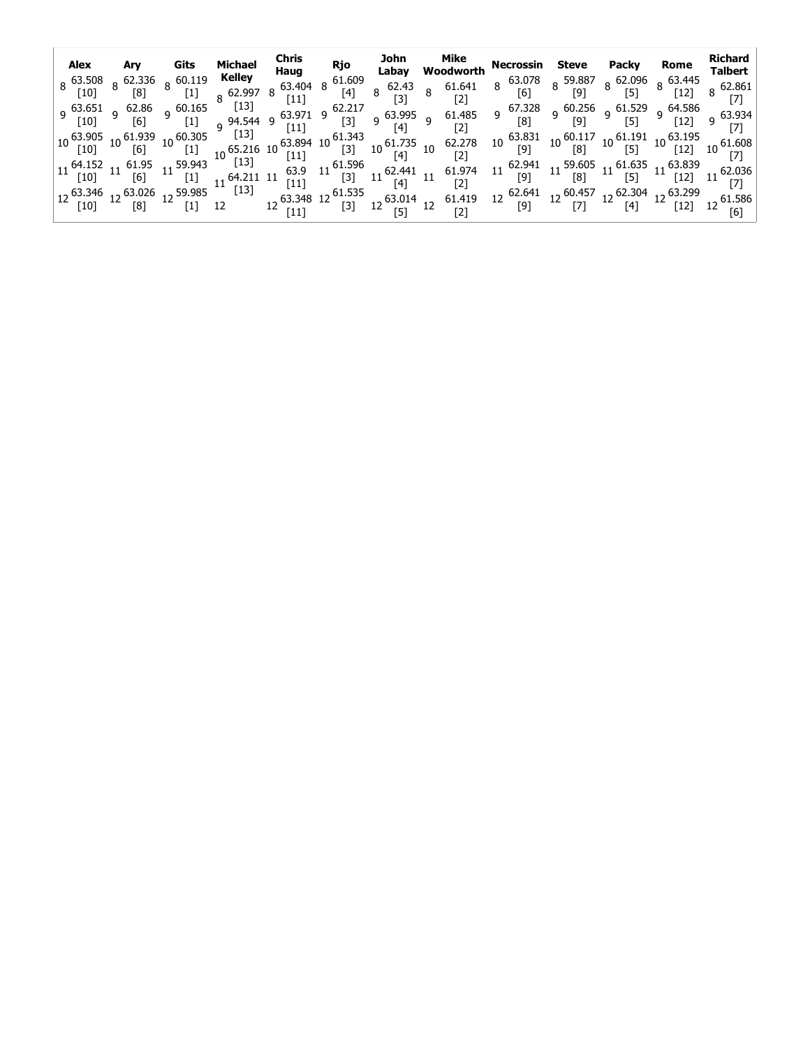| Alex | | Ary | | Gits | | Michael Kelley | | Chris Haug | | Rjo | | John Labay | | Mike Woodworth | | Necrossin | | Steve | | Packy | | Rome | | Richard Talbert | |
|---|---|---|---|---|---|---|---|---|---|---|---|---|---|---|---|---|---|---|---|---|---|---|---|---|---|
| 8 | 63.508 [10] | 8 | 62.336 [8] | 8 | 60.119 [1] | 8 | 62.997 [13] | 8 | 63.404 [11] | 8 | 61.609 [4] | 8 | 62.43 [3] | 8 | 61.641 [2] | 8 | 63.078 [6] | 8 | 59.887 [9] | 8 | 62.096 [5] | 8 | 63.445 [12] | 8 | 62.861 [7] |
| 9 | 63.651 [10] | 9 | 62.86 [6] | 9 | 60.165 [1] | 9 | 94.544 [13] | 9 | 63.971 [11] | 9 | 62.217 [3] | 9 | 63.995 [4] | 9 | 61.485 [2] | 9 | 67.328 [8] | 9 | 60.256 [9] | 9 | 61.529 [5] | 9 | 64.586 [12] | 9 | 63.934 [7] |
| 10 | 63.905 [10] | 10 | 61.939 [6] | 10 | 60.305 [1] | 10 | 65.216 [13] | 10 | 63.894 [11] | 10 | 61.343 [3] | 10 | 61.735 [4] | 10 | 62.278 [2] | 10 | 63.831 [9] | 10 | 60.117 [8] | 10 | 61.191 [5] | 10 | 63.195 [12] | 10 | 61.608 [7] |
| 11 | 64.152 [10] | 11 | 61.95 [6] | 11 | 59.943 [1] | 11 | 64.211 [13] | 11 | 63.9 [11] | 11 | 61.596 [3] | 11 | 62.441 [4] | 11 | 61.974 [2] | 11 | 62.941 [9] | 11 | 59.605 [8] | 11 | 61.635 [5] | 11 | 63.839 [12] | 11 | 62.036 [7] |
| 12 | 63.346 [10] | 12 | 63.026 [8] | 12 | 59.985 [1] | 12 | | 12 | 63.348 [11] | 12 | 61.535 [3] | 12 | 63.014 [5] | 12 | 61.419 [2] | 12 | 62.641 [9] | 12 | 60.457 [7] | 12 | 62.304 [4] | 12 | 63.299 [12] | 12 | 61.586 [6] |